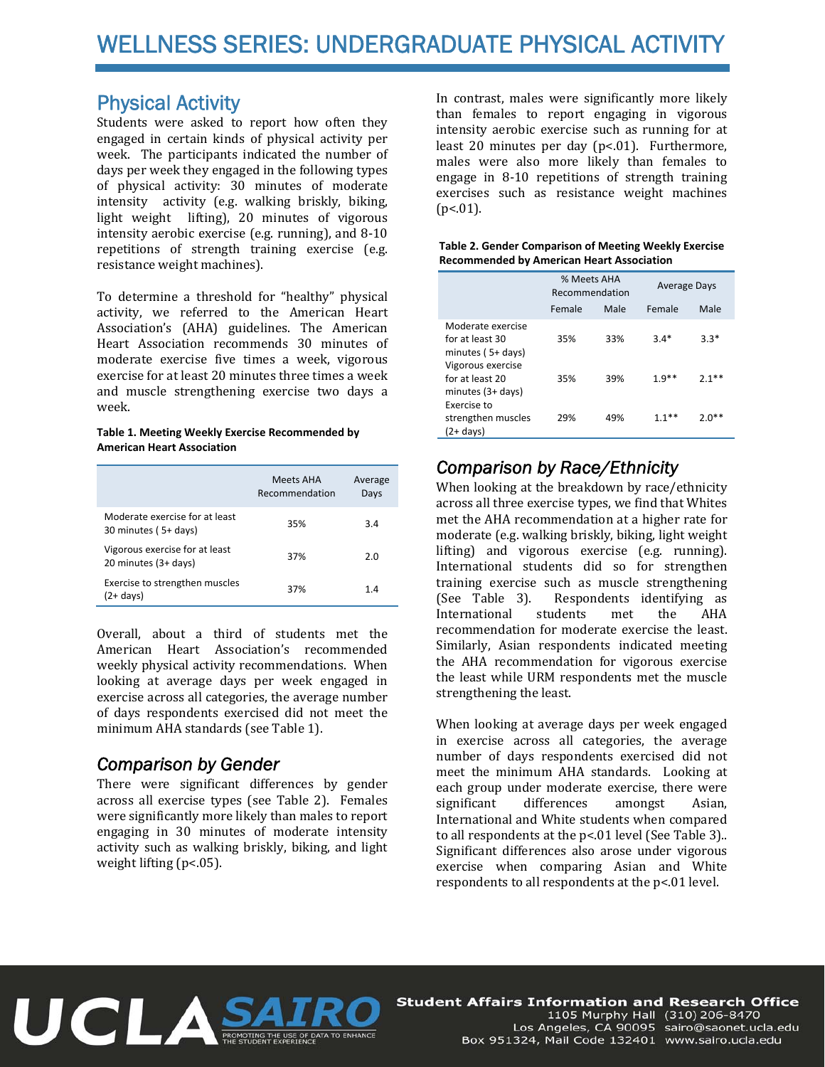# WELLNESS SERIES: UNDERGRADUATE PHYSICAL ACTIVITY

## Physical Activity

Students were asked to report how often they engaged in certain kinds of physical activity per week. The participants indicated the number of days per week they engaged in the following types of physical activity: 30 minutes of moderate intensity activity (e.g. walking briskly, biking, light weight lifting), 20 minutes of vigorous intensity aerobic exercise (e.g. running), and 8-10 repetitions of strength training exercise (e.g. resistance weight machines).

To determine a threshold for "healthy" physical activity, we referred to the American Heart Association's (AHA) guidelines. The American Heart Association recommends 30 minutes of moderate exercise five times a week, vigorous exercise for at least 20 minutes three times a week and muscle strengthening exercise two days a week.

**Table 1. Meeting Weekly Exercise Recommended by American Heart Association**

| | Meets AHA Recommendation | Average Days |
|---|---|---|
| Moderate exercise for at least 30 minutes ( 5+ days) | 35% | 3.4 |
| Vigorous exercise for at least 20 minutes (3+ days) | 37% | 2.0 |
| Exercise to strengthen muscles (2+ days) | 37% | 1.4 |

Overall, about a third of students met the American Heart Association's recommended weekly physical activity recommendations. When looking at average days per week engaged in exercise across all categories, the average number of days respondents exercised did not meet the minimum AHA standards (see Table 1).

## *Comparison by Gender*

There were significant differences by gender across all exercise types (see Table 2). Females were significantly more likely than males to report engaging in 30 minutes of moderate intensity activity such as walking briskly, biking, and light weight lifting ($p<.05$).

In contrast, males were significantly more likely than females to report engaging in vigorous intensity aerobic exercise such as running for at least 20 minutes per day ($p<.01$). Furthermore, males were also more likely than females to engage in 8-10 repetitions of strength training exercises such as resistance weight machines ($p<.01$).

**Table 2. Gender Comparison of Meeting Weekly Exercise Recommended by American Heart Association**

| | % Meets AHA Recommendation | | Average Days | |
|---|---|---|---|---|
| | Female | Male | Female | Male |
| Moderate exercise for at least 30 minutes ( 5+ days) | 35% | 33% | 3.4* | 3.3* |
| Vigorous exercise for at least 20 minutes (3+ days) | 35% | 39% | 1.9** | 2.1** |
| Exercise to strengthen muscles (2+ days) | 29% | 49% | 1.1** | 2.0** |

## *Comparison by Race/Ethnicity*

When looking at the breakdown by race/ethnicity across all three exercise types, we find that Whites met the AHA recommendation at a higher rate for moderate (e.g. walking briskly, biking, light weight lifting) and vigorous exercise (e.g. running). International students did so for strengthen training exercise such as muscle strengthening (See Table 3). Respondents identifying as International students met the AHA recommendation for moderate exercise the least. Similarly, Asian respondents indicated meeting the AHA recommendation for vigorous exercise the least while URM respondents met the muscle strengthening the least.

When looking at average days per week engaged in exercise across all categories, the average number of days respondents exercised did not meet the minimum AHA standards. Looking at each group under moderate exercise, there were significant differences amongst Asian, International and White students when compared to all respondents at the $p<.01$ level (See Table 3).. Significant differences also arose under vigorous exercise when comparing Asian and White respondents to all respondents at the $p<.01$ level.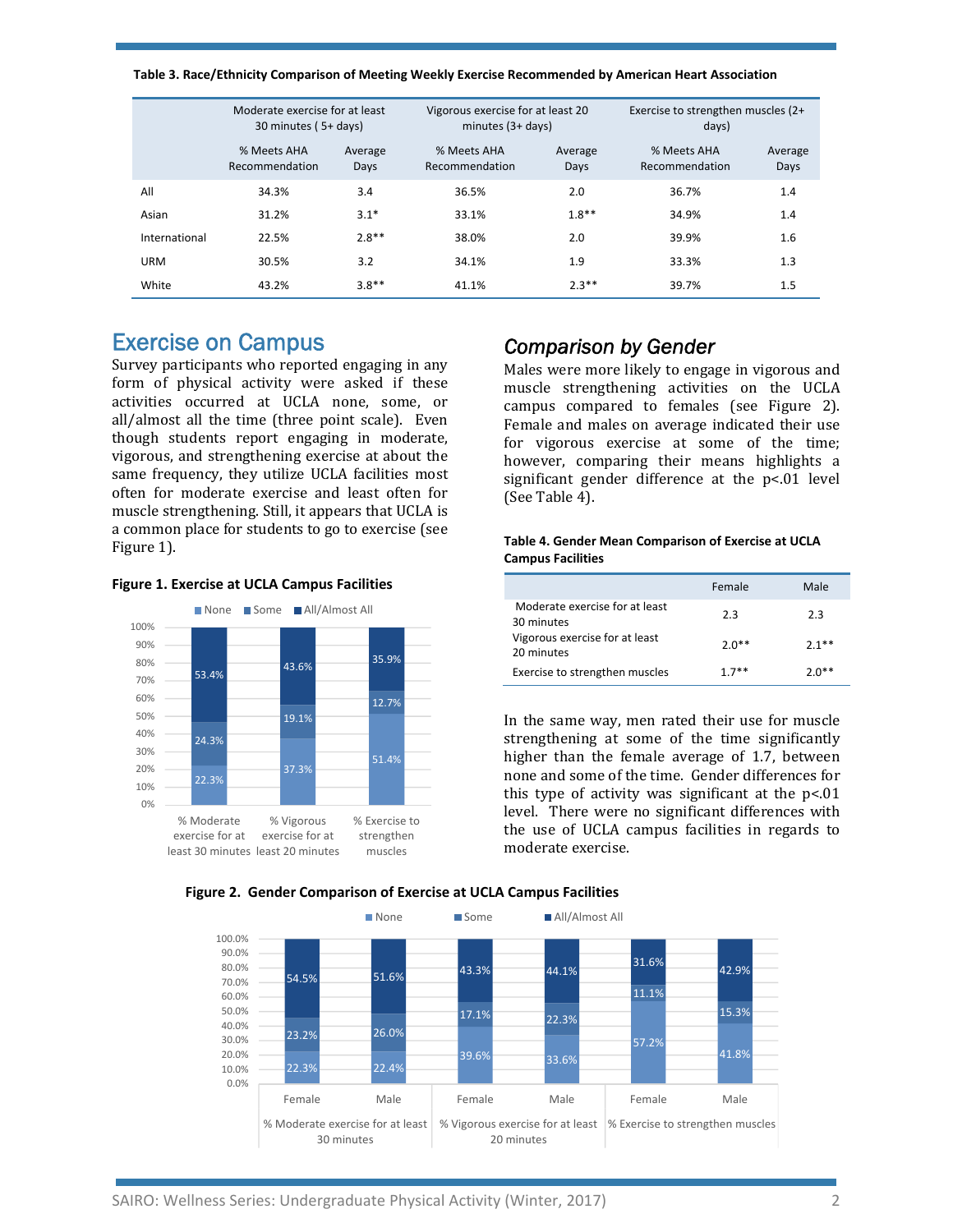**Table 3. Race/Ethnicity Comparison of Meeting Weekly Exercise Recommended by American Heart Association**

| | Moderate exercise for at least 30 minutes ( 5+ days) | | Vigorous exercise for at least 20 minutes (3+ days) | | Exercise to strengthen muscles (2+ days) | |
|---|---|---|---|---|---|---|
| | % Meets AHA Recommendation | Average Days | % Meets AHA Recommendation | Average Days | % Meets AHA Recommendation | Average Days |
| All | 34.3% | 3.4 | 36.5% | 2.0 | 36.7% | 1.4 |
| Asian | 31.2% | 3.1* | 33.1% | 1.8** | 34.9% | 1.4 |
| International | 22.5% | 2.8** | 38.0% | 2.0 | 39.9% | 1.6 |
| URM | 30.5% | 3.2 | 34.1% | 1.9 | 33.3% | 1.3 |
| White | 43.2% | 3.8** | 41.1% | 2.3** | 39.7% | 1.5 |

## Exercise on Campus

Survey participants who reported engaging in any form of physical activity were asked if these activities occurred at UCLA none, some, or all/almost all the time (three point scale). Even though students report engaging in moderate, vigorous, and strengthening exercise at about the same frequency, they utilize UCLA facilities most often for moderate exercise and least often for muscle strengthening. Still, it appears that UCLA is a common place for students to go to exercise (see Figure 1).

**Figure 1. Exercise at UCLA Campus Facilities**

| | None | Some | All/Almost All |
|---|---|---|---|
| % Moderate exercise for at least 30 minutes | 22.3% | 24.3% | 53.4% |
| % Vigorous exercise for at least 20 minutes | 37.3% | 19.1% | 43.6% |
| % Exercise to strengthen muscles | 51.4% | 12.7% | 35.9% |

## *Comparison by Gender*

Males were more likely to engage in vigorous and muscle strengthening activities on the UCLA campus compared to females (see Figure 2). Female and males on average indicated their use for vigorous exercise at some of the time; however, comparing their means highlights a significant gender difference at the p<.01 level (See Table 4).

**Table 4. Gender Mean Comparison of Exercise at UCLA Campus Facilities**

| | Female | Male |
|---|---|---|
| Moderate exercise for at least 30 minutes | 2.3 | 2.3 |
| Vigorous exercise for at least 20 minutes | 2.0** | 2.1** |
| Exercise to strengthen muscles | 1.7** | 2.0** |

In the same way, men rated their use for muscle strengthening at some of the time significantly higher than the female average of 1.7, between none and some of the time. Gender differences for this type of activity was significant at the p<.01 level. There were no significant differences with the use of UCLA campus facilities in regards to moderate exercise.

**Figure 2. Gender Comparison of Exercise at UCLA Campus Facilities**

| | | None | Some | All/Almost All |
|---|---|---|---|---|
| % Moderate exercise for at least 30 minutes | Female | 22.3% | 23.2% | 54.5% |
| | Male | 22.4% | 26.0% | 51.6% |
| % Vigorous exercise for at least 20 minutes | Female | 39.6% | 17.1% | 43.3% |
| | Male | 33.6% | 22.3% | 44.1% |
| % Exercise to strengthen muscles | Female | 57.2% | 11.1% | 31.6% |
| | Male | 41.8% | 15.3% | 42.9% |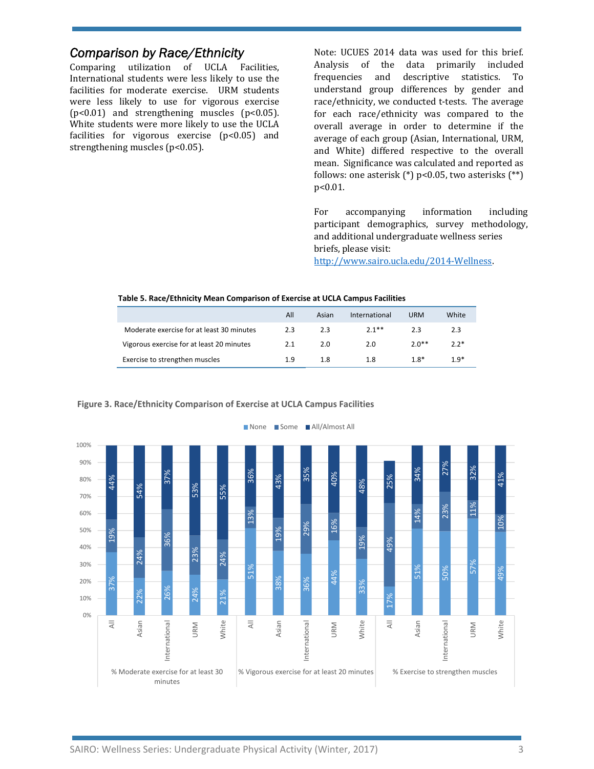## *Comparison by Race/Ethnicity*

Comparing utilization of UCLA Facilities, International students were less likely to use the facilities for moderate exercise. URM students were less likely to use for vigorous exercise ($p<0.01$) and strengthening muscles ($p<0.05$). White students were more likely to use the UCLA facilities for vigorous exercise ($p<0.05$) and strengthening muscles ($p<0.05$).

Note: UCUES 2014 data was used for this brief. Analysis of the data primarily included frequencies and descriptive statistics. To understand group differences by gender and race/ethnicity, we conducted t-tests. The average for each race/ethnicity was compared to the overall average in order to determine if the average of each group (Asian, International, URM, and White) differed respective to the overall mean. Significance was calculated and reported as follows: one asterisk (*) $p<0.05$, two asterisks (**) $p<0.01$.

For accompanying information including participant demographics, survey methodology, and additional undergraduate wellness series briefs, please visit: [http://www.sairo.ucla.edu/2014-Wellness](http://www.sairo.ucla.edu/2014-Wellness).

**Table 5. Race/Ethnicity Mean Comparison of Exercise at UCLA Campus Facilities**

| | All | Asian | International | URM | White |
|---|---|---|---|---|---|
| Moderate exercise for at least 30 minutes | 2.3 | 2.3 | 2.1** | 2.3 | 2.3 |
| Vigorous exercise for at least 20 minutes | 2.1 | 2.0 | 2.0 | 2.0** | 2.2* |
| Exercise to strengthen muscles | 1.9 | 1.8 | 1.8 | 1.8* | 1.9* |

**Figure 3. Race/Ethnicity Comparison of Exercise at UCLA Campus Facilities**

None | Some | All/Almost All

100%
90%
80%
70%
60%
50%
40%
30%
20%
10%
0%

% Moderate exercise for at least 30 minutes: All 37%, 19%, 44%; Asian 22%, 24%, 54%; International 26%, 36%, 37%; URM 24%, 23%, 53%; White 21%, 24%, 55%

% Vigorous exercise for at least 20 minutes: All 51%, 13%, 36%; Asian 38%, 19%, 43%; International 36%, 29%, 35%; URM 44%, 16%, 40%; White 33%, 19%, 48%

% Exercise to strengthen muscles: All 17%, 49%, 25%; Asian 51%, 14%, 34%; International 50%, 23%, 27%; URM 57%, 11%, 32%; White 49%, 10%, 41%